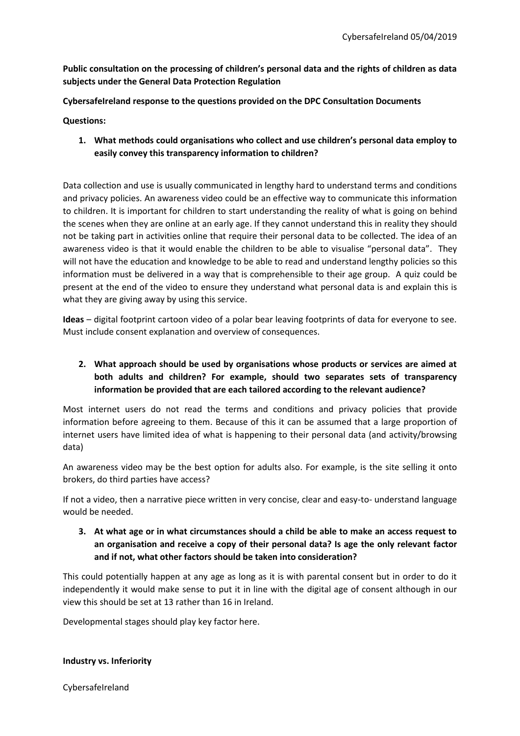CybersafeIreland 05/04/2019

**Public consultation on the processing of children's personal data and the rights of children as data subjects under the General Data Protection Regulation**

**CybersafeIreland response to the questions provided on the DPC Consultation Documents**

**Questions:**

1. **What methods could organisations who collect and use children's personal data employ to easily convey this transparency information to children?**

Data collection and use is usually communicated in lengthy hard to understand terms and conditions and privacy policies. An awareness video could be an effective way to communicate this information to children. It is important for children to start understanding the reality of what is going on behind the scenes when they are online at an early age. If they cannot understand this in reality they should not be taking part in activities online that require their personal data to be collected. The idea of an awareness video is that it would enable the children to be able to visualise "personal data". They will not have the education and knowledge to be able to read and understand lengthy policies so this information must be delivered in a way that is comprehensible to their age group. A quiz could be present at the end of the video to ensure they understand what personal data is and explain this is what they are giving away by using this service.

**Ideas** – digital footprint cartoon video of a polar bear leaving footprints of data for everyone to see. Must include consent explanation and overview of consequences.

2. **What approach should be used by organisations whose products or services are aimed at both adults and children? For example, should two separates sets of transparency information be provided that are each tailored according to the relevant audience?**

Most internet users do not read the terms and conditions and privacy policies that provide information before agreeing to them. Because of this it can be assumed that a large proportion of internet users have limited idea of what is happening to their personal data (and activity/browsing data)

An awareness video may be the best option for adults also. For example, is the site selling it onto brokers, do third parties have access?

If not a video, then a narrative piece written in very concise, clear and easy-to- understand language would be needed.

3. **At what age or in what circumstances should a child be able to make an access request to an organisation and receive a copy of their personal data? Is age the only relevant factor and if not, what other factors should be taken into consideration?**

This could potentially happen at any age as long as it is with parental consent but in order to do it independently it would make sense to put it in line with the digital age of consent although in our view this should be set at 13 rather than 16 in Ireland.

Developmental stages should play key factor here.

**Industry vs. Inferiority**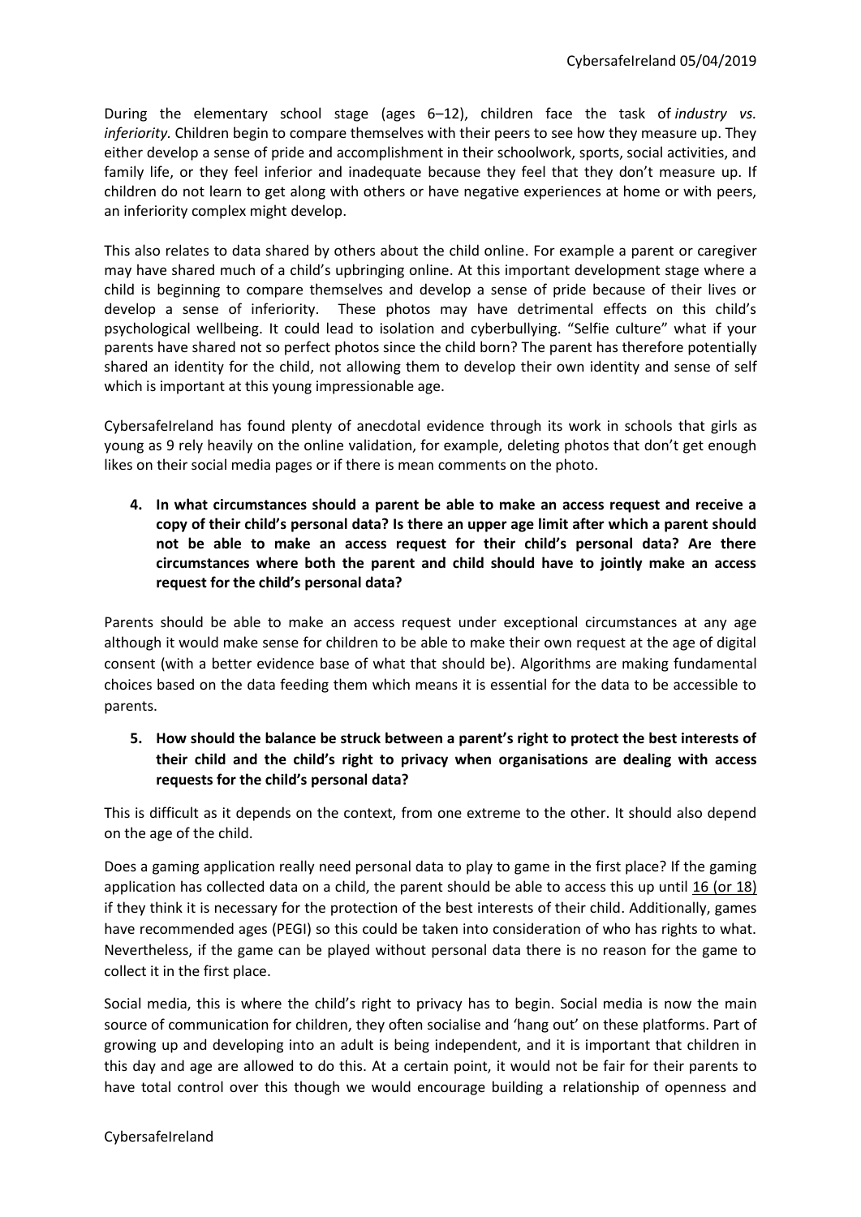During the elementary school stage (ages 6–12), children face the task of *industry vs. inferiority.* Children begin to compare themselves with their peers to see how they measure up. They either develop a sense of pride and accomplishment in their schoolwork, sports, social activities, and family life, or they feel inferior and inadequate because they feel that they don't measure up. If children do not learn to get along with others or have negative experiences at home or with peers, an inferiority complex might develop.

This also relates to data shared by others about the child online. For example a parent or caregiver may have shared much of a child's upbringing online. At this important development stage where a child is beginning to compare themselves and develop a sense of pride because of their lives or develop a sense of inferiority. These photos may have detrimental effects on this child's psychological wellbeing. It could lead to isolation and cyberbullying. "Selfie culture" what if your parents have shared not so perfect photos since the child born? The parent has therefore potentially shared an identity for the child, not allowing them to develop their own identity and sense of self which is important at this young impressionable age.

CybersafeIreland has found plenty of anecdotal evidence through its work in schools that girls as young as 9 rely heavily on the online validation, for example, deleting photos that don't get enough likes on their social media pages or if there is mean comments on the photo.

4. **In what circumstances should a parent be able to make an access request and receive a copy of their child's personal data? Is there an upper age limit after which a parent should not be able to make an access request for their child's personal data? Are there circumstances where both the parent and child should have to jointly make an access request for the child's personal data?**

Parents should be able to make an access request under exceptional circumstances at any age although it would make sense for children to be able to make their own request at the age of digital consent (with a better evidence base of what that should be). Algorithms are making fundamental choices based on the data feeding them which means it is essential for the data to be accessible to parents.

5. **How should the balance be struck between a parent's right to protect the best interests of their child and the child's right to privacy when organisations are dealing with access requests for the child's personal data?**

This is difficult as it depends on the context, from one extreme to the other. It should also depend on the age of the child.

Does a gaming application really need personal data to play to game in the first place? If the gaming application has collected data on a child, the parent should be able to access this up until 16 (or 18) if they think it is necessary for the protection of the best interests of their child. Additionally, games have recommended ages (PEGI) so this could be taken into consideration of who has rights to what. Nevertheless, if the game can be played without personal data there is no reason for the game to collect it in the first place.

Social media, this is where the child's right to privacy has to begin. Social media is now the main source of communication for children, they often socialise and 'hang out' on these platforms. Part of growing up and developing into an adult is being independent, and it is important that children in this day and age are allowed to do this. At a certain point, it would not be fair for their parents to have total control over this though we would encourage building a relationship of openness and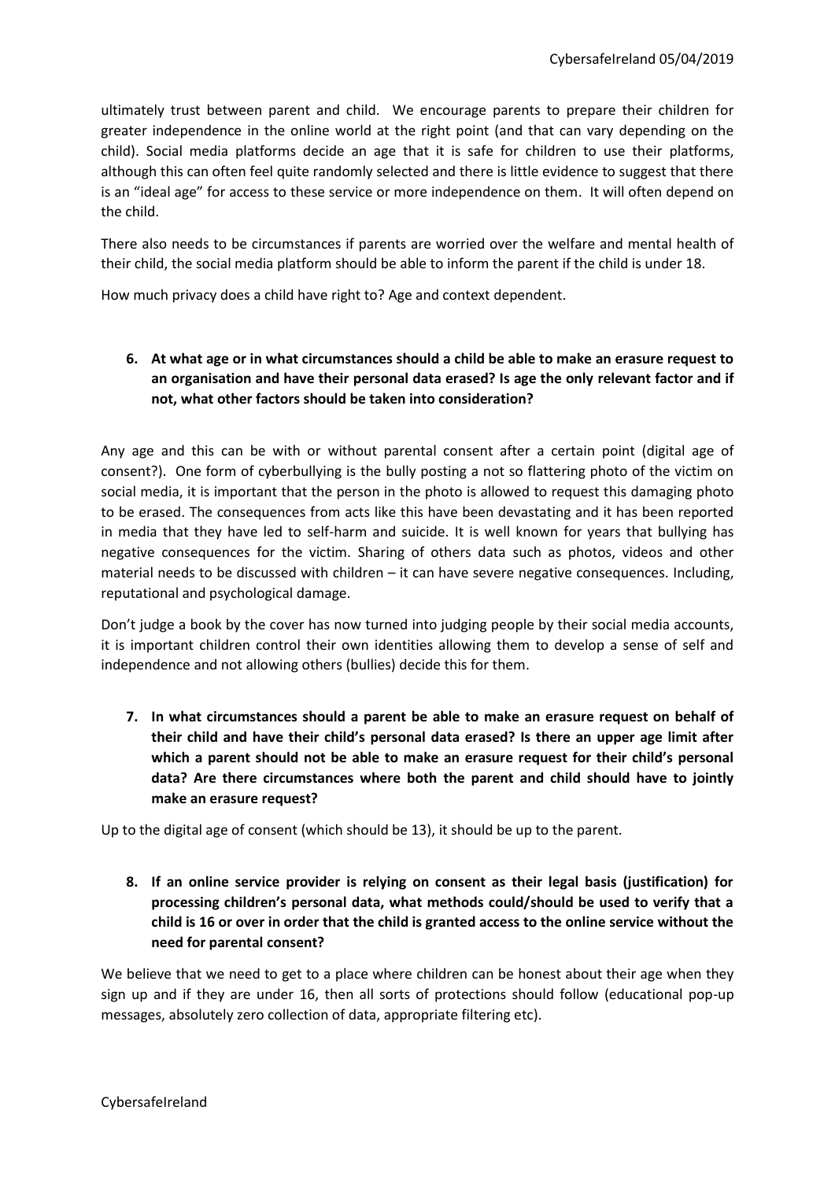ultimately trust between parent and child. We encourage parents to prepare their children for greater independence in the online world at the right point (and that can vary depending on the child). Social media platforms decide an age that it is safe for children to use their platforms, although this can often feel quite randomly selected and there is little evidence to suggest that there is an "ideal age" for access to these service or more independence on them. It will often depend on the child.

There also needs to be circumstances if parents are worried over the welfare and mental health of their child, the social media platform should be able to inform the parent if the child is under 18.

How much privacy does a child have right to? Age and context dependent.

**6. At what age or in what circumstances should a child be able to make an erasure request to an organisation and have their personal data erased? Is age the only relevant factor and if not, what other factors should be taken into consideration?**

Any age and this can be with or without parental consent after a certain point (digital age of consent?). One form of cyberbullying is the bully posting a not so flattering photo of the victim on social media, it is important that the person in the photo is allowed to request this damaging photo to be erased. The consequences from acts like this have been devastating and it has been reported in media that they have led to self-harm and suicide. It is well known for years that bullying has negative consequences for the victim. Sharing of others data such as photos, videos and other material needs to be discussed with children – it can have severe negative consequences. Including, reputational and psychological damage.

Don't judge a book by the cover has now turned into judging people by their social media accounts, it is important children control their own identities allowing them to develop a sense of self and independence and not allowing others (bullies) decide this for them.

**7. In what circumstances should a parent be able to make an erasure request on behalf of their child and have their child's personal data erased? Is there an upper age limit after which a parent should not be able to make an erasure request for their child's personal data? Are there circumstances where both the parent and child should have to jointly make an erasure request?**

Up to the digital age of consent (which should be 13), it should be up to the parent.

**8. If an online service provider is relying on consent as their legal basis (justification) for processing children's personal data, what methods could/should be used to verify that a child is 16 or over in order that the child is granted access to the online service without the need for parental consent?**

We believe that we need to get to a place where children can be honest about their age when they sign up and if they are under 16, then all sorts of protections should follow (educational pop-up messages, absolutely zero collection of data, appropriate filtering etc).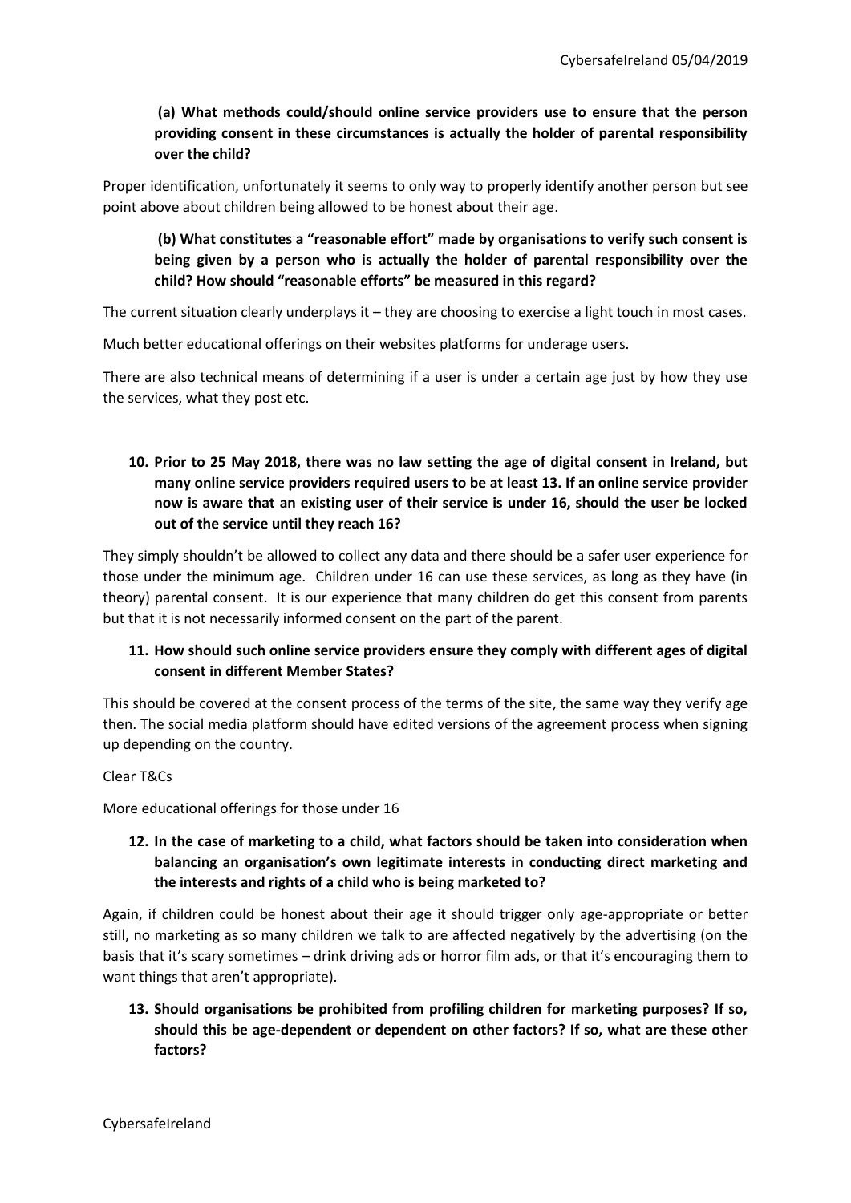**(a) What methods could/should online service providers use to ensure that the person providing consent in these circumstances is actually the holder of parental responsibility over the child?**

Proper identification, unfortunately it seems to only way to properly identify another person but see point above about children being allowed to be honest about their age.

**(b) What constitutes a "reasonable effort" made by organisations to verify such consent is being given by a person who is actually the holder of parental responsibility over the child? How should "reasonable efforts" be measured in this regard?**

The current situation clearly underplays it – they are choosing to exercise a light touch in most cases.

Much better educational offerings on their websites platforms for underage users.

There are also technical means of determining if a user is under a certain age just by how they use the services, what they post etc.

**10. Prior to 25 May 2018, there was no law setting the age of digital consent in Ireland, but many online service providers required users to be at least 13. If an online service provider now is aware that an existing user of their service is under 16, should the user be locked out of the service until they reach 16?**

They simply shouldn't be allowed to collect any data and there should be a safer user experience for those under the minimum age. Children under 16 can use these services, as long as they have (in theory) parental consent. It is our experience that many children do get this consent from parents but that it is not necessarily informed consent on the part of the parent.

**11. How should such online service providers ensure they comply with different ages of digital consent in different Member States?**

This should be covered at the consent process of the terms of the site, the same way they verify age then. The social media platform should have edited versions of the agreement process when signing up depending on the country.

Clear T&Cs

More educational offerings for those under 16

**12. In the case of marketing to a child, what factors should be taken into consideration when balancing an organisation's own legitimate interests in conducting direct marketing and the interests and rights of a child who is being marketed to?**

Again, if children could be honest about their age it should trigger only age-appropriate or better still, no marketing as so many children we talk to are affected negatively by the advertising (on the basis that it's scary sometimes – drink driving ads or horror film ads, or that it's encouraging them to want things that aren't appropriate).

**13. Should organisations be prohibited from profiling children for marketing purposes? If so, should this be age-dependent or dependent on other factors? If so, what are these other factors?**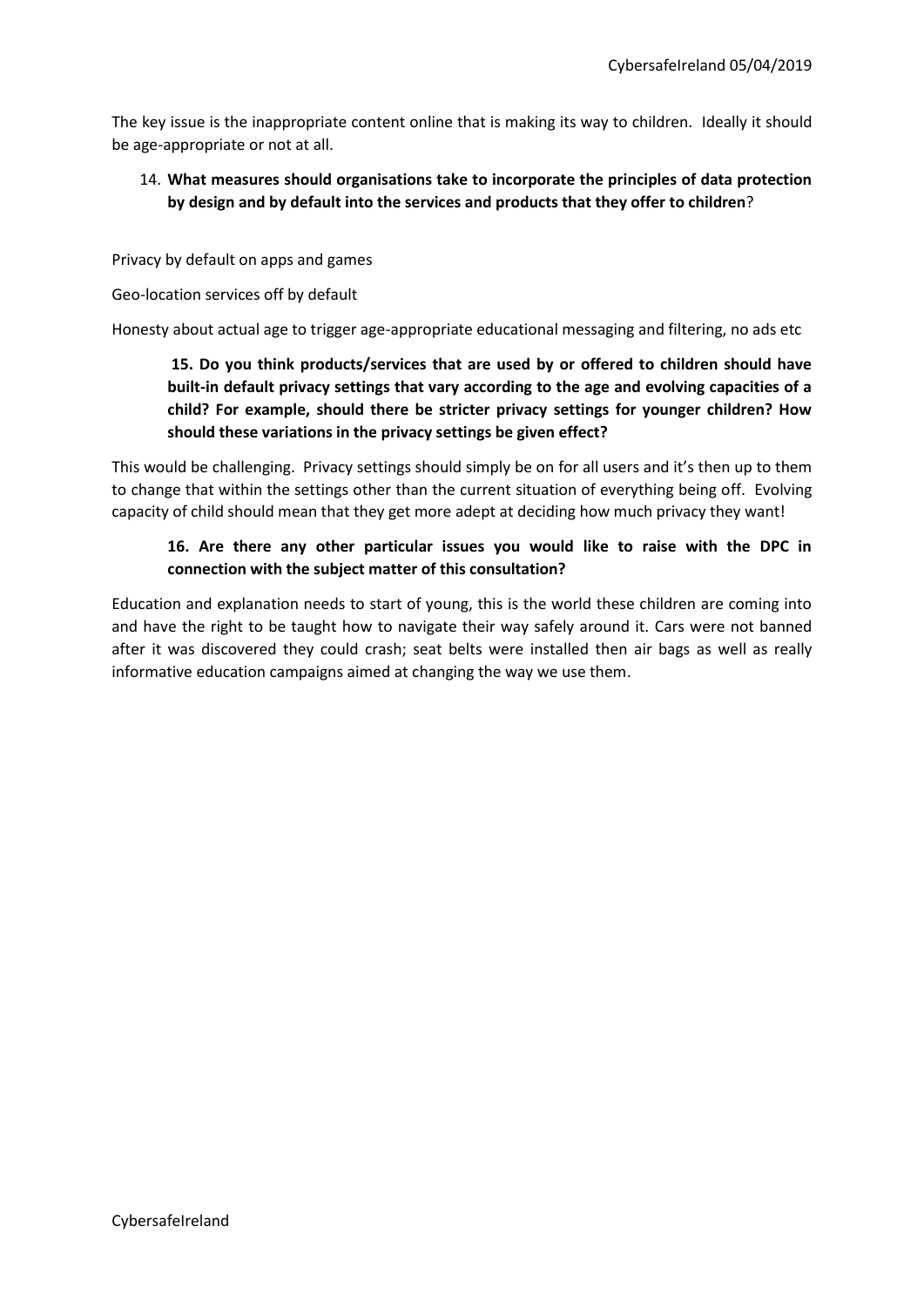The key issue is the inappropriate content online that is making its way to children. Ideally it should be age-appropriate or not at all.

14. **What measures should organisations take to incorporate the principles of data protection by design and by default into the services and products that they offer to children**?

Privacy by default on apps and games

Geo-location services off by default

Honesty about actual age to trigger age-appropriate educational messaging and filtering, no ads etc

**15. Do you think products/services that are used by or offered to children should have built-in default privacy settings that vary according to the age and evolving capacities of a child? For example, should there be stricter privacy settings for younger children? How should these variations in the privacy settings be given effect?**

This would be challenging. Privacy settings should simply be on for all users and it's then up to them to change that within the settings other than the current situation of everything being off. Evolving capacity of child should mean that they get more adept at deciding how much privacy they want!

**16. Are there any other particular issues you would like to raise with the DPC in connection with the subject matter of this consultation?**

Education and explanation needs to start of young, this is the world these children are coming into and have the right to be taught how to navigate their way safely around it. Cars were not banned after it was discovered they could crash; seat belts were installed then air bags as well as really informative education campaigns aimed at changing the way we use them.